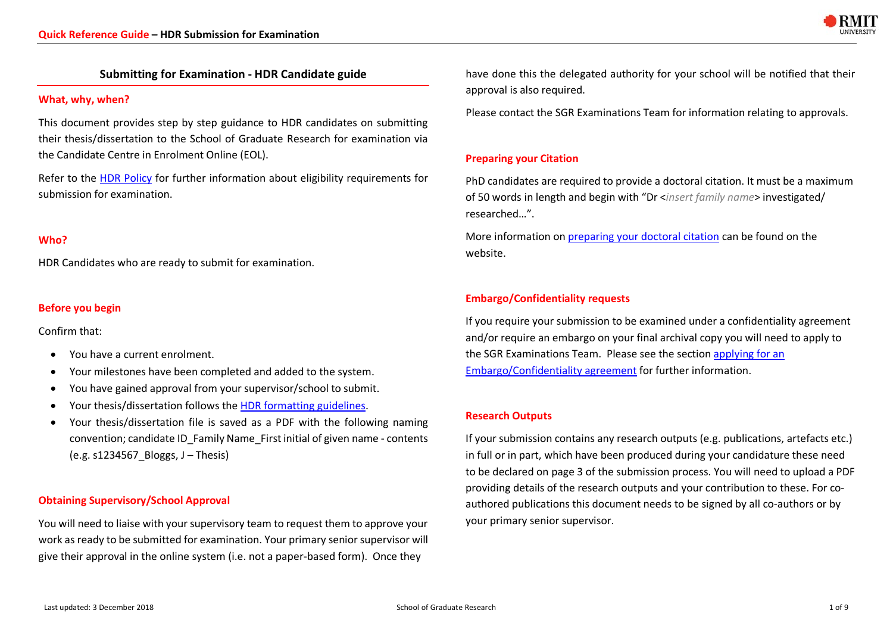# Submitting for Examination - HDR Candidate guide

## What, why, when?

This document provides step by step guidance to HDR candidates on submitting their thesis/dissertation to the School of Graduate Research for examination via the Candidate Centre in Enrolment Online (EOL).

Refer to the HDR Policy for further information about eligibility requirements for submission for examination.

## Who?

HDR Candidates who are ready to submit for examination.

## Before you begin

Confirm that:

- You have a current enrolment.
- Your milestones have been completed and added to the system.
- You have gained approval from your supervisor/school to submit.
- Your thesis/dissertation follows the HDR formatting guidelines.
- Your thesis/dissertation file is saved as a PDF with the following naming convention; candidate ID_Family Name_First initial of given name - contents (e.g. s1234567_Bloggs, J – Thesis)

## Obtaining Supervisory/School Approval

You will need to liaise with your supervisory team to request them to approve your work as ready to be submitted for examination. Your primary senior supervisor will give their approval in the online system (i.e. not a paper-based form). Once they have done this the delegated authority for your school will be notified that their approval is also required.

Please contact the SGR Examinations Team for information relating to approvals.

## Preparing your Citation

PhD candidates are required to provide a doctoral citation. It must be a maximum of 50 words in length and begin with "Dr <*insert family name*> investigated/ researched…".

More information on preparing your doctoral citation can be found on the website.

## Embargo/Confidentiality requests

If you require your submission to be examined under a confidentiality agreement and/or require an embargo on your final archival copy you will need to apply to the SGR Examinations Team. Please see the section applying for an Embargo/Confidentiality agreement for further information.

## Research Outputs

If your submission contains any research outputs (e.g. publications, artefacts etc.) in full or in part, which have been produced during your candidature these need to be declared on page 3 of the submission process. You will need to upload a PDF providing details of the research outputs and your contribution to these. For co-authored publications this document needs to be signed by all co-authors or by your primary senior supervisor.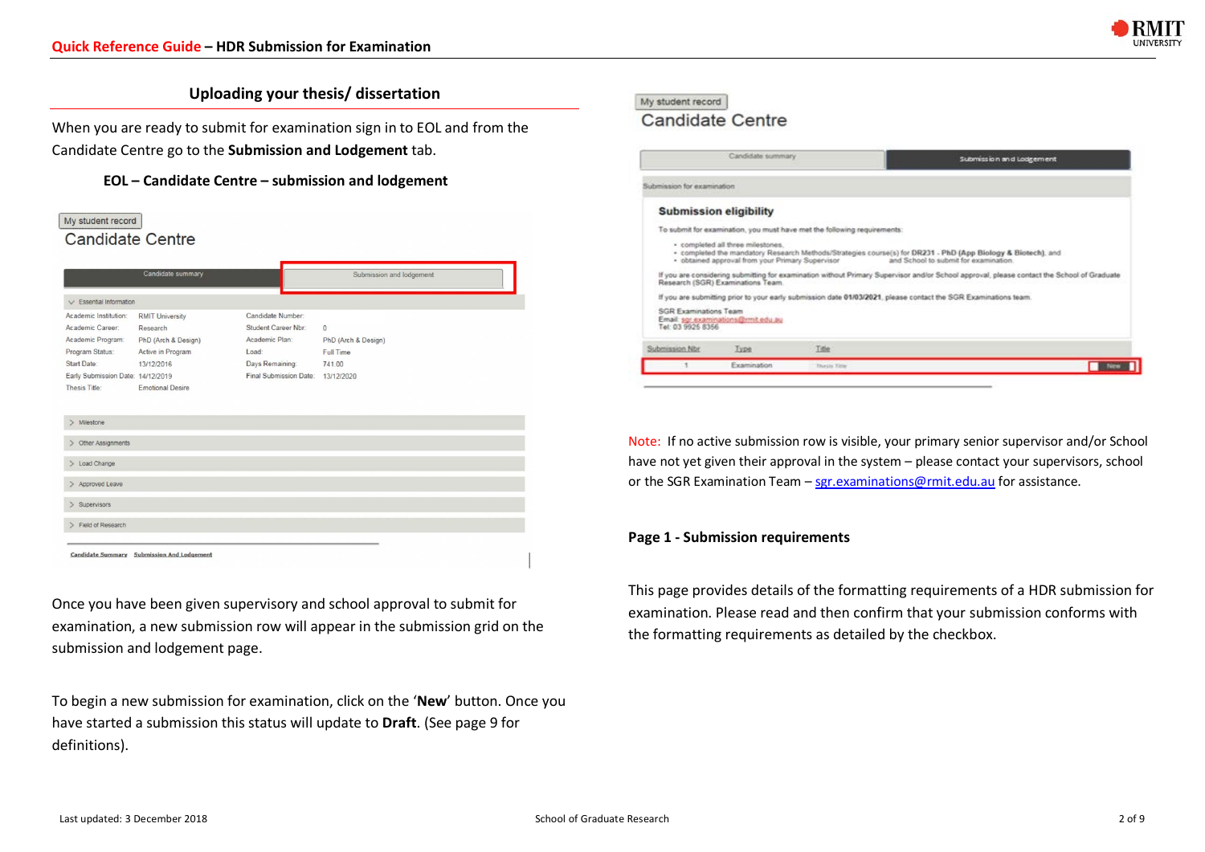## Uploading your thesis/ dissertation

When you are ready to submit for examination sign in to EOL and from the Candidate Centre go to the **Submission and Lodgement** tab.

**EOL – Candidate Centre – submission and lodgement**

Once you have been given supervisory and school approval to submit for examination, a new submission row will appear in the submission grid on the submission and lodgement page.

To begin a new submission for examination, click on the '**New**' button. Once you have started a submission this status will update to **Draft**. (See page 9 for definitions).

Note: If no active submission row is visible, your primary senior supervisor and/or School have not yet given their approval in the system – please contact your supervisors, school or the SGR Examination Team – sgr.examinations@rmit.edu.au for assistance.

### Page 1 - Submission requirements

This page provides details of the formatting requirements of a HDR submission for examination. Please read and then confirm that your submission conforms with the formatting requirements as detailed by the checkbox.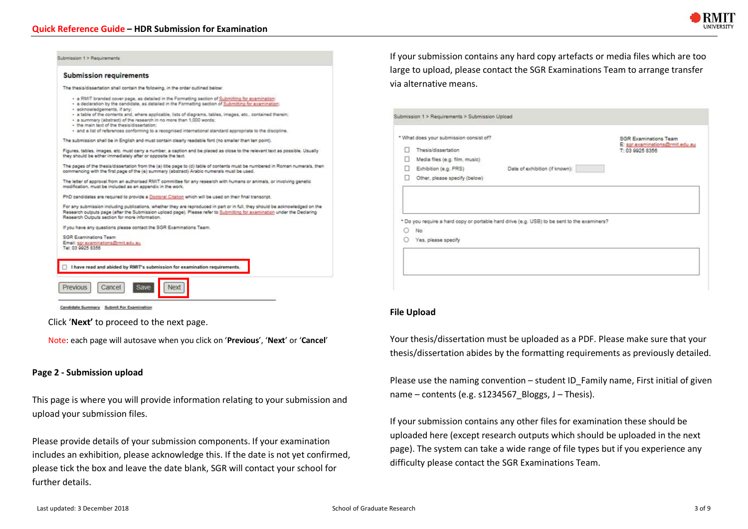Submission 1 > Requirements

**Submission requirements**

The thesis/dissertation shall contain the following, in the order outlined below:

- a RMIT branded cover page, as detailed in the Formatting section of Submitting for examination;
- a declaration by the candidate, as detailed in the Formatting section of Submitting for examination;
- acknowledgements, if any;
- a table of the contents and, where applicable, lists of diagrams, tables, images, etc., contained therein;
- a summary (abstract) of the research in no more than 1,000 words;
- the main text of the thesis/dissertation;
- and a list of references conforming to a recognised international standard appropriate to the discipline.

The submission shall be in English and must contain clearly readable font (no smaller than ten point).

Figures, tables, images, etc. must carry a number, a caption and be placed as close to the relevant text as possible. Usually they should be either immediately after or opposite the text.

The pages of the thesis/dissertation from the (a) title page to (d) table of contents must be numbered in Roman numerals, then commencing with the first page of the (e) summary (abstract) Arabic numerals must be used.

The letter of approval from an authorised RMIT committee for any research with humans or animals, or involving genetic modification, must be included as an appendix in the work.

PhD candidates are required to provide a Doctoral Citation which will be used on their final transcript.

For any submission including publications, whether they are reproduced in part or in full, they should be acknowledged on the Research outputs page (after the Submission upload page). Please refer to Submitting for examination under the Declaring Research Outputs section for more information.

If you have any questions please contact the SGR Examinations Team.

SGR Examinations Team
Email: sgr.examinations@rmit.edu.au
Tel: 03 9925 8356

☐ I have read and abided by RMIT's submission for examination requirements.

Previous | Cancel | Save | Next

Candidate Summary | Submit For Examination

Click '**Next'** to proceed to the next page.

Note: each page will autosave when you click on '**Previous**', '**Next**' or '**Cancel**'

### Page 2 - Submission upload

This page is where you will provide information relating to your submission and upload your submission files.

Please provide details of your submission components. If your examination includes an exhibition, please acknowledge this. If the date is not yet confirmed, please tick the box and leave the date blank, SGR will contact your school for further details.

If your submission contains any hard copy artefacts or media files which are too large to upload, please contact the SGR Examinations Team to arrange transfer via alternative means.

Submission 1 > Requirements > Submission Upload

\* What does your submission consist of?

☐ Thesis/dissertation
☐ Media files (e.g. film, music)
☐ Exhibition (e.g. PRS) — Date of exhibition (if known):
☐ Other, please specify (below)

SGR Examinations Team
E: sgr.examinations@rmit.edu.au
T: 03 9925 8356

\* Do you require a hard copy or portable hard drive (e.g. USB) to be sent to the examiners?

○ No
○ Yes, please specify

### File Upload

Your thesis/dissertation must be uploaded as a PDF. Please make sure that your thesis/dissertation abides by the formatting requirements as previously detailed.

Please use the naming convention – student ID_Family name, First initial of given name – contents (e.g. s1234567_Bloggs, J – Thesis).

If your submission contains any other files for examination these should be uploaded here (except research outputs which should be uploaded in the next page). The system can take a wide range of file types but if you experience any difficulty please contact the SGR Examinations Team.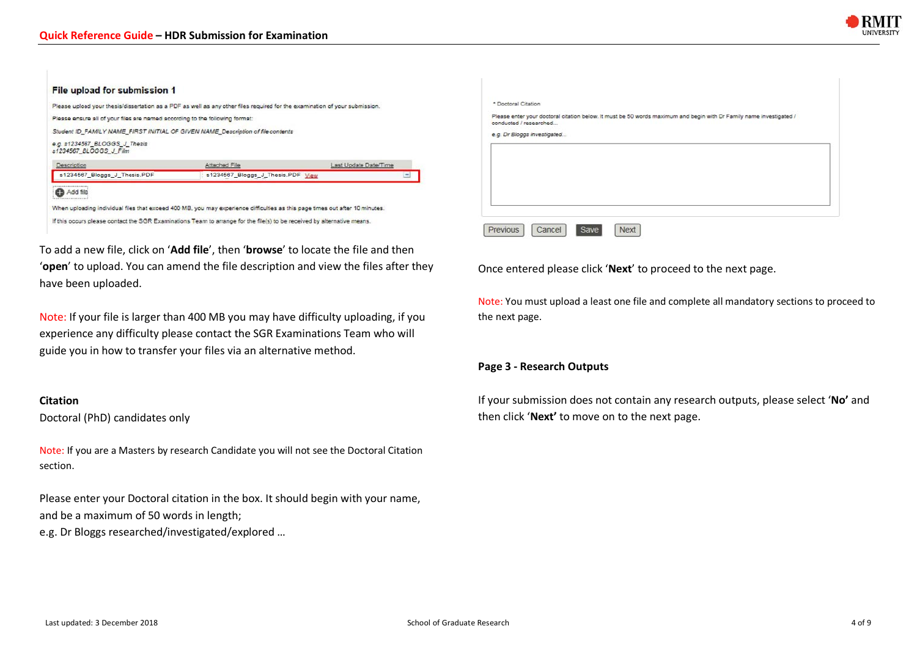### File upload for submission 1

Please upload your thesis/dissertation as a PDF as well as any other files required for the examination of your submission.

Please ensure all of your files are named according to the following format:

*Student ID_FAMILY NAME_FIRST INITIAL OF GIVEN NAME_Description of file contents*

*e.g. s1234567_BLOGGS_J_Thesis*
*s1234567_BLOGGS_J_Film*

| Description | Attached File | Last Update Date/Time |
| --- | --- | --- |
| s1234567_Bloggs_J_Thesis.PDF | s1234567_Bloggs_J_Thesis.PDF View | |

Add file

When uploading individual files that exceed 400 MB, you may experience difficulties as this page times out after 10 minutes.

If this occurs please contact the SGR Examinations Team to arrange for the file(s) to be received by alternative means.

To add a new file, click on '**Add file**', then '**browse**' to locate the file and then '**open**' to upload. You can amend the file description and view the files after they have been uploaded.

Note: If your file is larger than 400 MB you may have difficulty uploading, if you experience any difficulty please contact the SGR Examinations Team who will guide you in how to transfer your files via an alternative method.

**Citation**

Doctoral (PhD) candidates only

Note: If you are a Masters by research Candidate you will not see the Doctoral Citation section.

Please enter your Doctoral citation in the box. It should begin with your name, and be a maximum of 50 words in length;
e.g. Dr Bloggs researched/investigated/explored …

\* Doctoral Citation

Please enter your doctoral citation below. It must be 50 words maximum and begin with Dr Family name investigated / conducted / researched...

*e.g. Dr Bloggs investigated...*

Previous | Cancel | Save | Next

Once entered please click '**Next**' to proceed to the next page.

Note: You must upload a least one file and complete all mandatory sections to proceed to the next page.

**Page 3 - Research Outputs**

If your submission does not contain any research outputs, please select '**No'** and then click '**Next'** to move on to the next page.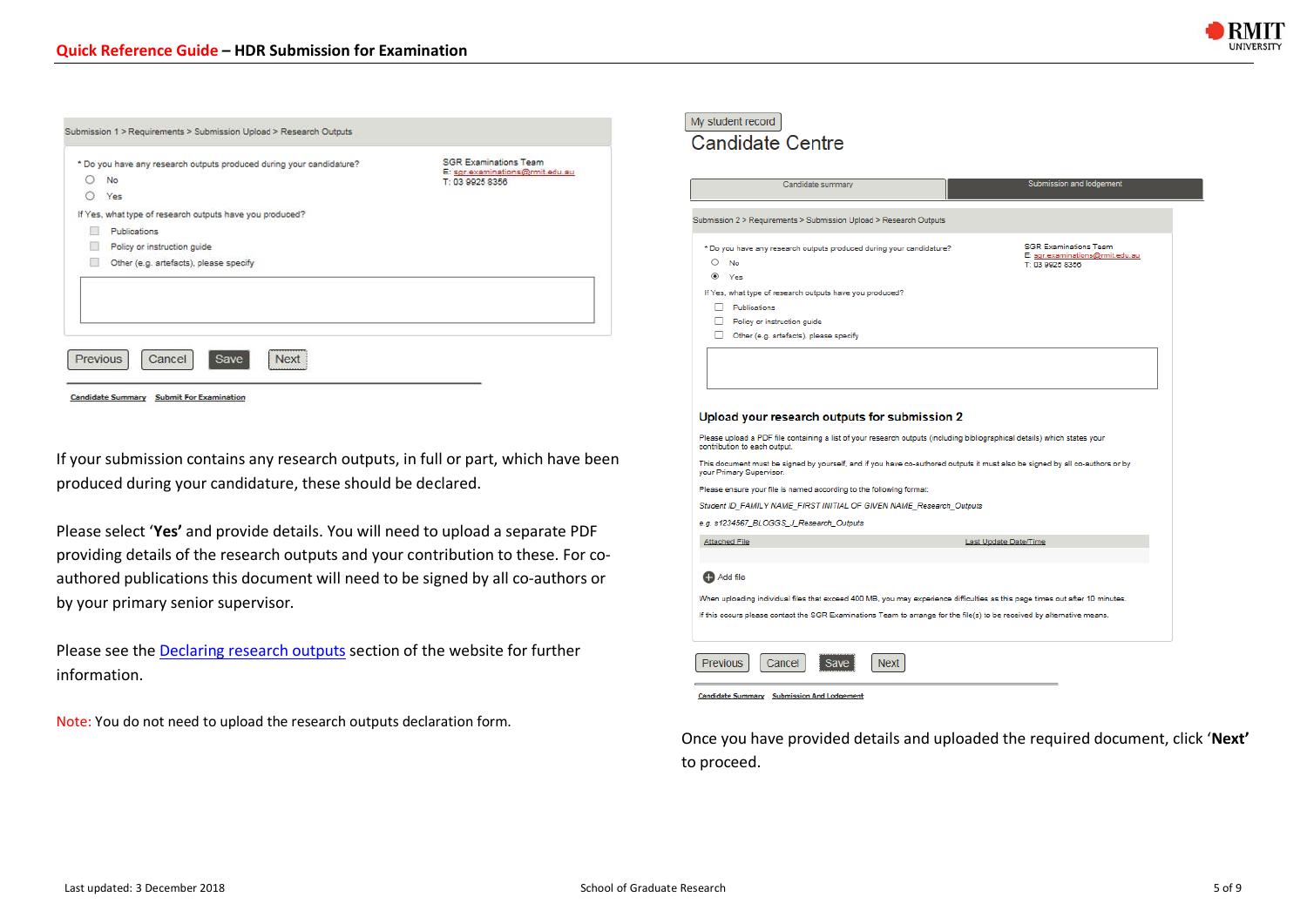Submission 1 > Requirements > Submission Upload > Research Outputs

\* Do you have any research outputs produced during your candidature?

- No
- Yes

SGR Examinations Team
E: sgr.examinations@rmit.edu.au
T: 03 9925 8356

If Yes, what type of research outputs have you produced?

- Publications
- Policy or instruction guide
- Other (e.g. artefacts), please specify

Previous | Cancel | Save | Next

Candidate Summary | Submit For Examination

If your submission contains any research outputs, in full or part, which have been produced during your candidature, these should be declared.

Please select '**Yes'** and provide details. You will need to upload a separate PDF providing details of the research outputs and your contribution to these. For co-authored publications this document will need to be signed by all co-authors or by your primary senior supervisor.

Please see the [Declaring research outputs](Declaring research outputs) section of the website for further information.

Note: You do not need to upload the research outputs declaration form.

My student record

Candidate Centre

Candidate summary | Submission and lodgement

Submission 2 > Requirements > Submission Upload > Research Outputs

\* Do you have any research outputs produced during your candidature?

- No
- Yes

SGR Examinations Team
E: sgr.examinations@rmit.edu.au
T: 03 9925 8356

If Yes, what type of research outputs have you produced?

- Publications
- Policy or instruction guide
- Other (e.g. artefacts), please specify

**Upload your research outputs for submission 2**

Please upload a PDF file containing a list of your research outputs (including bibliographical details) which states your contribution to each output.

This document must be signed by yourself, and if you have co-authored outputs it must also be signed by all co-authors or by your Primary Supervisor.

Please ensure your file is named according to the following format:

*Student ID_FAMILY NAME_FIRST INITIAL OF GIVEN NAME_Research_Outputs*

*e.g. s1234567_BLOGGS_J_Research_Outputs*

| Attached File | Last Update Date/Time |
|---|---|

Add file

When uploading individual files that exceed 400 MB, you may experience difficulties as this page times out after 10 minutes.

If this occurs please contact the SGR Examinations Team to arrange for the file(s) to be received by alternative means.

Previous | Cancel | Save | Next

Candidate Summary | Submission And Lodgement

Once you have provided details and uploaded the required document, click '**Next'** to proceed.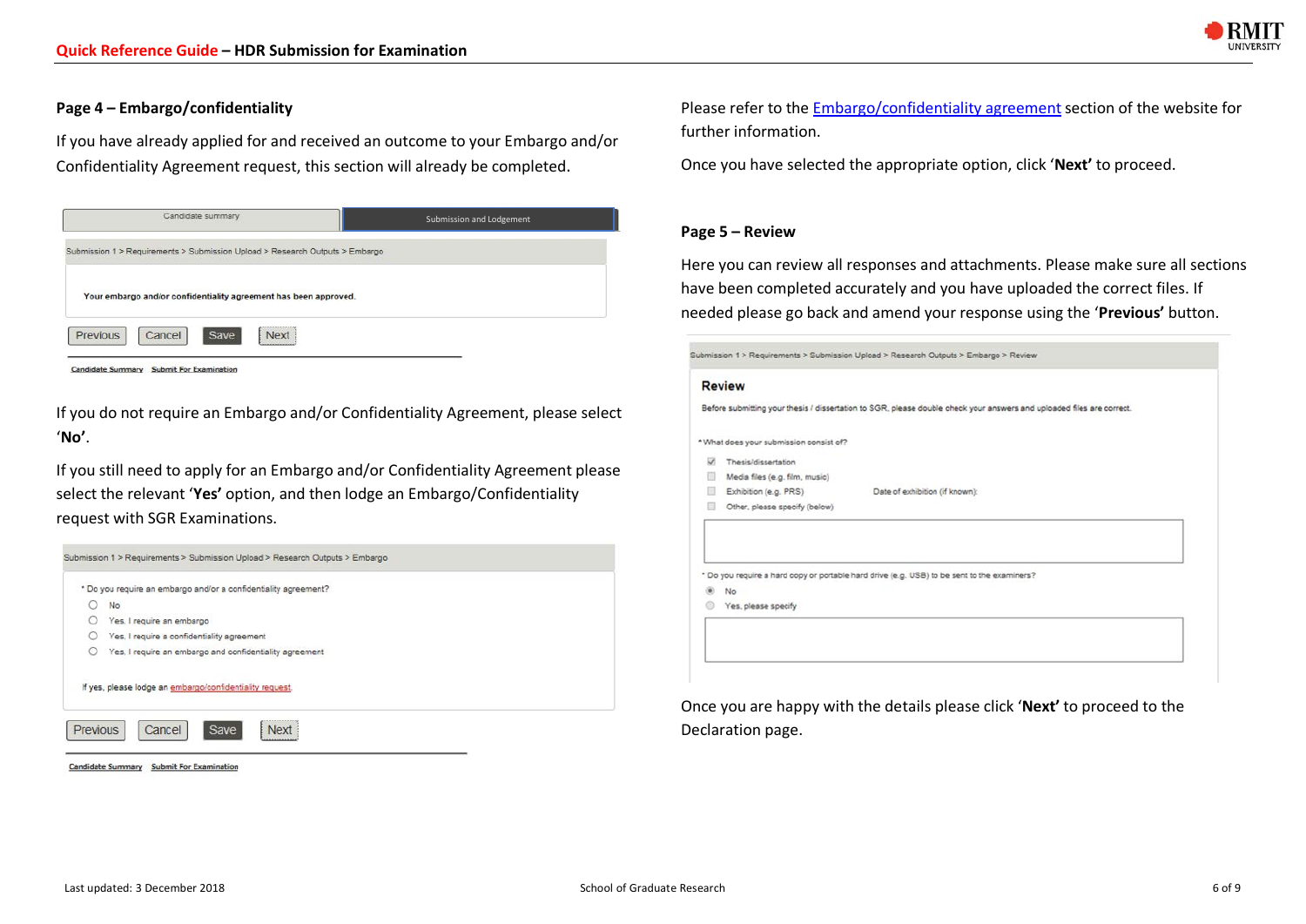### Page 4 – Embargo/confidentiality

If you have already applied for and received an outcome to your Embargo and/or Confidentiality Agreement request, this section will already be completed.

Candidate summary | Submission and Lodgement

Submission 1 > Requirements > Submission Upload > Research Outputs > Embargo

Your embargo and/or confidentiality agreement has been approved.

Previous | Cancel | Save | Next

Candidate Summary | Submit For Examination

If you do not require an Embargo and/or Confidentiality Agreement, please select '**No**'.

If you still need to apply for an Embargo and/or Confidentiality Agreement please select the relevant '**Yes'** option, and then lodge an Embargo/Confidentiality request with SGR Examinations.

Submission 1 > Requirements > Submission Upload > Research Outputs > Embargo

\* Do you require an embargo and/or a confidentiality agreement?

- No
- Yes, I require an embargo
- Yes, I require a confidentiality agreement
- Yes, I require an embargo and confidentiality agreement

If yes, please lodge an embargo/confidentiality request.

Previous | Cancel | Save | Next

Candidate Summary | Submit For Examination

Please refer to the [Embargo/confidentiality agreement] section of the website for further information.

Once you have selected the appropriate option, click '**Next'** to proceed.

### Page 5 – Review

Here you can review all responses and attachments. Please make sure all sections have been completed accurately and you have uploaded the correct files. If needed please go back and amend your response using the '**Previous'** button.

Submission 1 > Requirements > Submission Upload > Research Outputs > Embargo > Review

**Review**

Before submitting your thesis / dissertation to SGR, please double check your answers and uploaded files are correct.

\* What does your submission consist of?

- Thesis/dissertation
- Media files (e.g. film, music)
- Exhibition (e.g. PRS) — Date of exhibition (if known):
- Other, please specify (below)

\* Do you require a hard copy or portable hard drive (e.g. USB) to be sent to the examiners?

- No
- Yes, please specify

Once you are happy with the details please click '**Next'** to proceed to the Declaration page.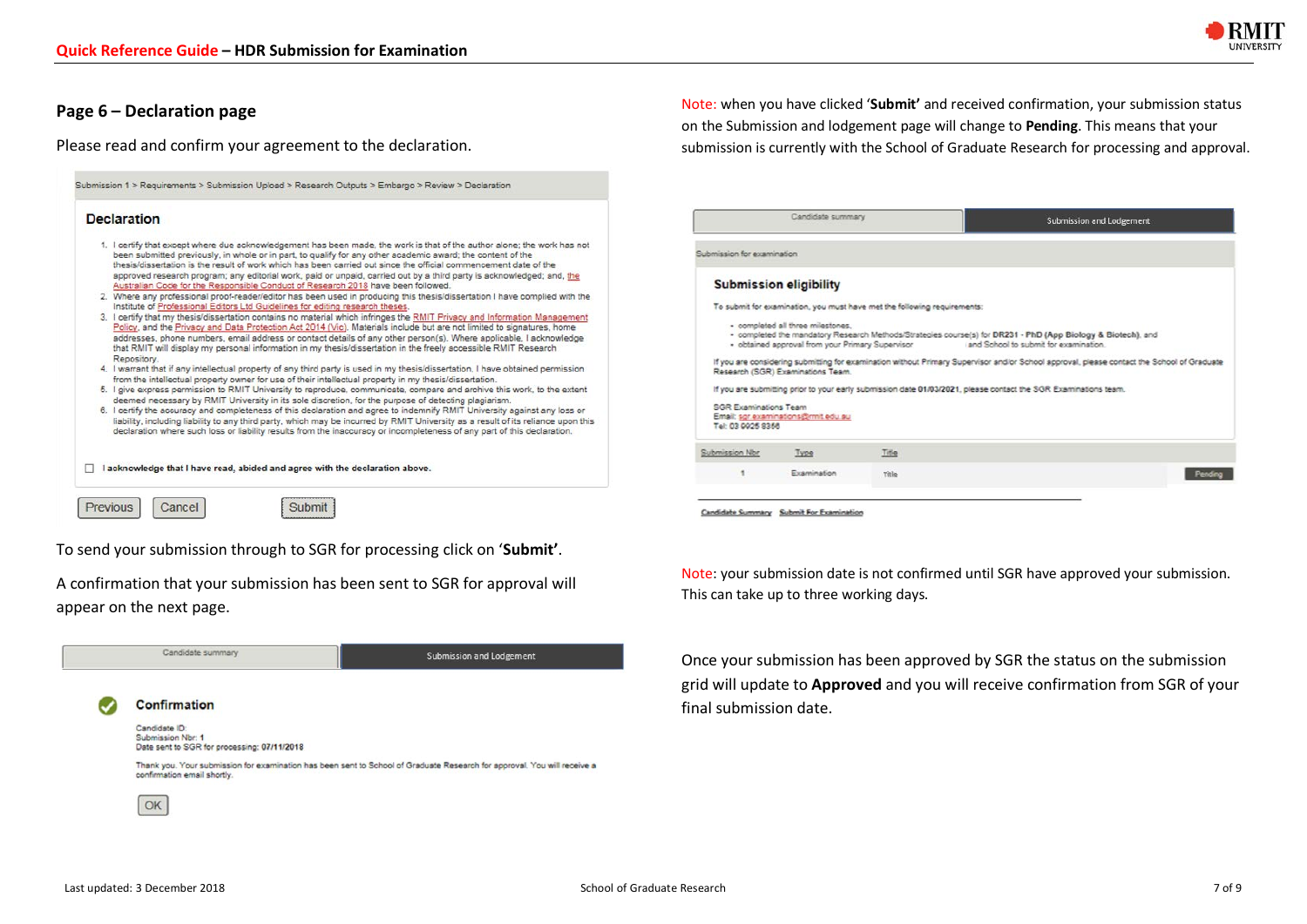## Page 6 – Declaration page

Please read and confirm your agreement to the declaration.

Submission 1 > Requirements > Submission Upload > Research Outputs > Embargo > Review > Declaration

### Declaration

1. I certify that except where due acknowledgement has been made, the work is that of the author alone; the work has not been submitted previously, in whole or in part, to qualify for any other academic award; the content of the thesis/dissertation is the result of work which has been carried out since the official commencement date of the approved research program; any editorial work, paid or unpaid, carried out by a third party is acknowledged; and, the Australian Code for the Responsible Conduct of Research 2018 have been followed.
2. Where any professional proof-reader/editor has been used in producing this thesis/dissertation I have complied with the Institute of Professional Editors Ltd Guidelines for editing research theses.
3. I certify that my thesis/dissertation contains no material which infringes the RMIT Privacy and Information Management Policy, and the Privacy and Data Protection Act 2014 (Vic). Materials include but are not limited to signatures, home addresses, phone numbers, email address or contact details of any other person(s). Where applicable, I acknowledge that RMIT will display my personal information in my thesis/dissertation in the freely accessible RMIT Research Repository.
4. I warrant that if any intellectual property of any third party is used in my thesis/dissertation, I have obtained permission from the intellectual property owner for use of their intellectual property in my thesis/dissertation.
5. I give express permission to RMIT University to reproduce, communicate, compare and archive this work, to the extent deemed necessary by RMIT University in its sole discretion, for the purpose of detecting plagiarism.
6. I certify the accuracy and completeness of this declaration and agree to indemnify RMIT University against any loss or liability, including liability to any third party, which may be incurred by RMIT University as a result of its reliance upon this declaration where such loss or liability results from the inaccuracy or incompleteness of any part of this declaration.

☐ I acknowledge that I have read, abided and agree with the declaration above.

Previous | Cancel | Submit

To send your submission through to SGR for processing click on '**Submit**'.

A confirmation that your submission has been sent to SGR for approval will appear on the next page.

Candidate summary | Submission and Lodgement

**Confirmation**

Candidate ID:
Submission Nbr: 1
Date sent to SGR for processing: 07/11/2018

Thank you. Your submission for examination has been sent to School of Graduate Research for approval. You will receive a confirmation email shortly.

OK

Note: when you have clicked '**Submit**' and received confirmation, your submission status on the Submission and lodgement page will change to **Pending**. This means that your submission is currently with the School of Graduate Research for processing and approval.

Candidate summary | Submission and Lodgement

Submission for examination

**Submission eligibility**

To submit for examination, you must have met the following requirements:

- completed all three milestones,
- completed the mandatory Research Methods/Strategies course(s) for DR231 - PhD (App Biology & Biotech), and
- obtained approval from your Primary Supervisor and School to submit for examination.

If you are considering submitting for examination without Primary Supervisor and/or School approval, please contact the School of Graduate Research (SGR) Examinations Team.

If you are submitting prior to your early submission date 01/03/2021, please contact the SGR Examinations team.

SGR Examinations Team
Email: sgr.examinations@rmit.edu.au
Tel: 03 9925 8366

| Submission Nbr | Type | Title | |
|---|---|---|---|
| 1 | Examination | Title | Pending |

Candidate Summary  Submit For Examination

Note: your submission date is not confirmed until SGR have approved your submission. This can take up to three working days.

Once your submission has been approved by SGR the status on the submission grid will update to **Approved** and you will receive confirmation from SGR of your final submission date.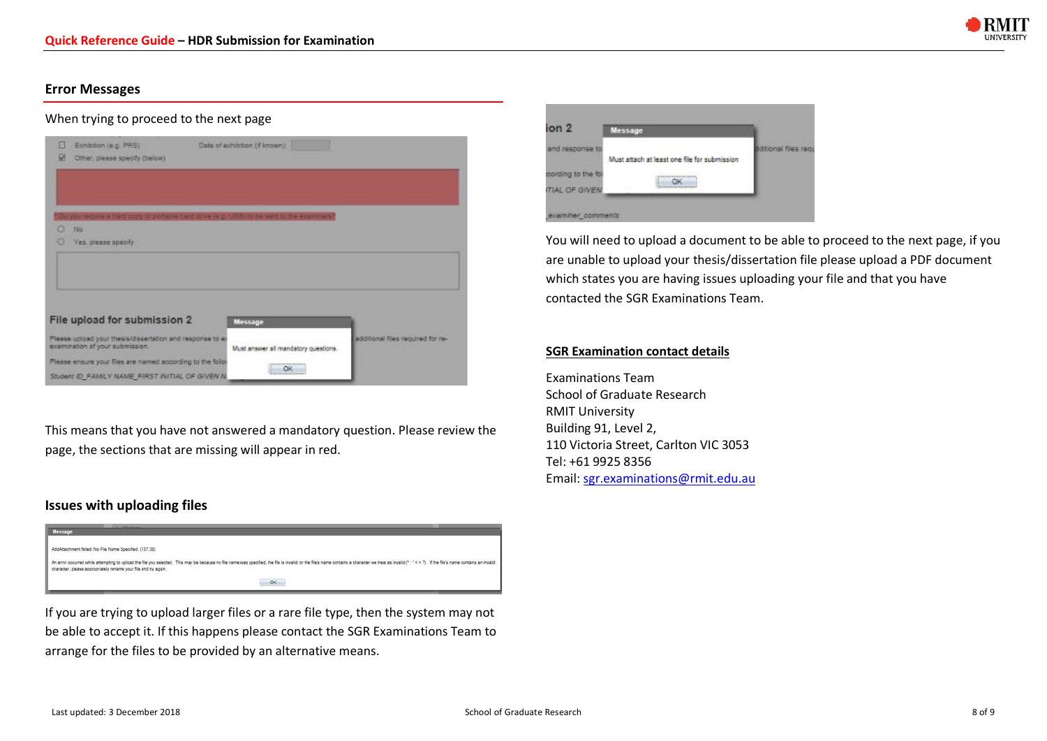## Error Messages

When trying to proceed to the next page

This means that you have not answered a mandatory question. Please review the page, the sections that are missing will appear in red.

## Issues with uploading files

If you are trying to upload larger files or a rare file type, then the system may not be able to accept it. If this happens please contact the SGR Examinations Team to arrange for the files to be provided by an alternative means.

You will need to upload a document to be able to proceed to the next page, if you are unable to upload your thesis/dissertation file please upload a PDF document which states you are having issues uploading your file and that you have contacted the SGR Examinations Team.

### SGR Examination contact details

Examinations Team
School of Graduate Research
RMIT University
Building 91, Level 2,
110 Victoria Street, Carlton VIC 3053
Tel: +61 9925 8356
Email: sgr.examinations@rmit.edu.au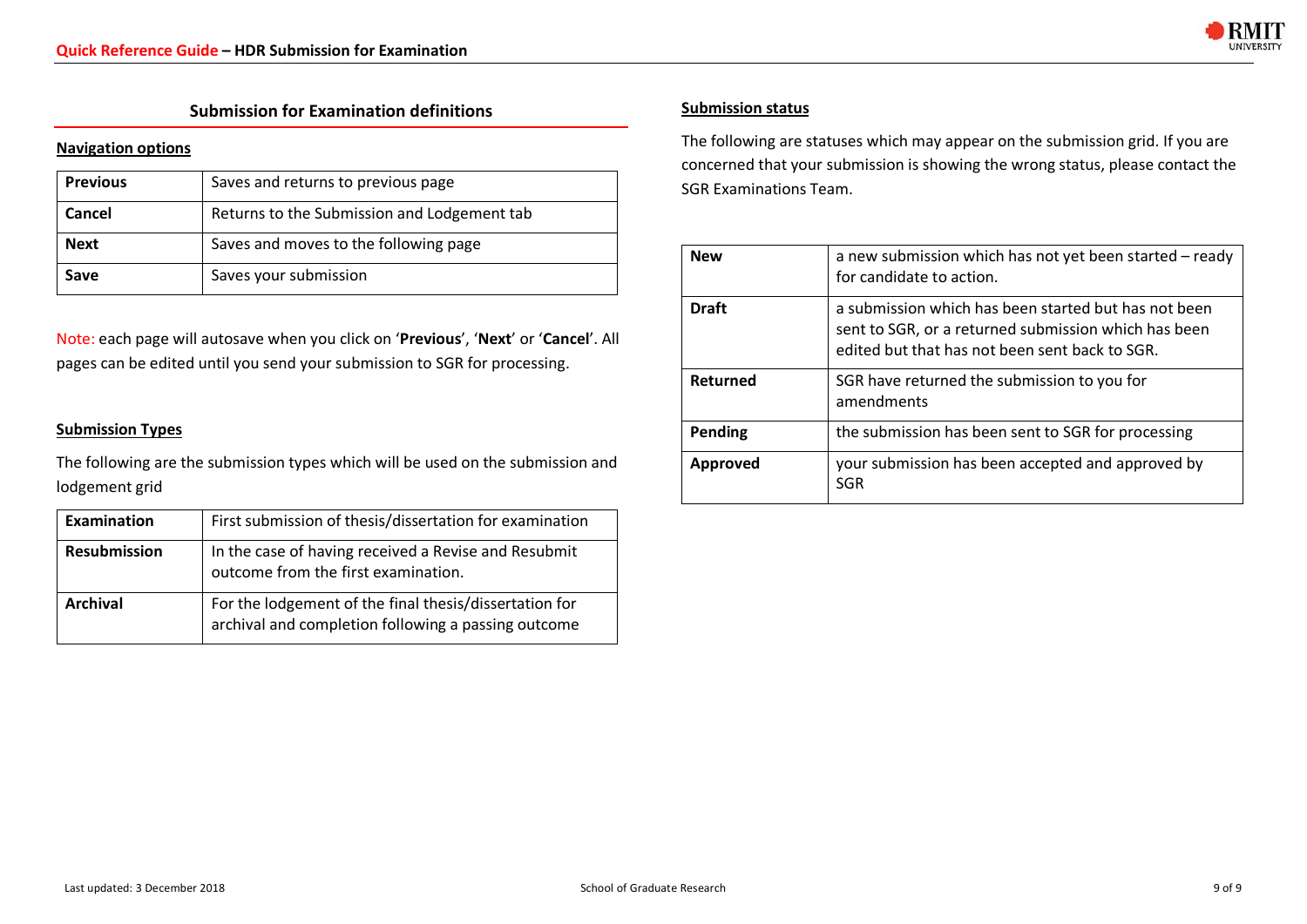## Submission for Examination definitions

**Navigation options**

| | |
|---|---|
| **Previous** | Saves and returns to previous page |
| **Cancel** | Returns to the Submission and Lodgement tab |
| **Next** | Saves and moves to the following page |
| **Save** | Saves your submission |

Note: each page will autosave when you click on '**Previous**', '**Next**' or '**Cancel**'. All pages can be edited until you send your submission to SGR for processing.

**Submission Types**

The following are the submission types which will be used on the submission and lodgement grid

| | |
|---|---|
| **Examination** | First submission of thesis/dissertation for examination |
| **Resubmission** | In the case of having received a Revise and Resubmit outcome from the first examination. |
| **Archival** | For the lodgement of the final thesis/dissertation for archival and completion following a passing outcome |

**Submission status**

The following are statuses which may appear on the submission grid. If you are concerned that your submission is showing the wrong status, please contact the SGR Examinations Team.

| | |
|---|---|
| **New** | a new submission which has not yet been started – ready for candidate to action. |
| **Draft** | a submission which has been started but has not been sent to SGR, or a returned submission which has been edited but that has not been sent back to SGR. |
| **Returned** | SGR have returned the submission to you for amendments |
| **Pending** | the submission has been sent to SGR for processing |
| **Approved** | your submission has been accepted and approved by SGR |

Last updated: 3 December 2018